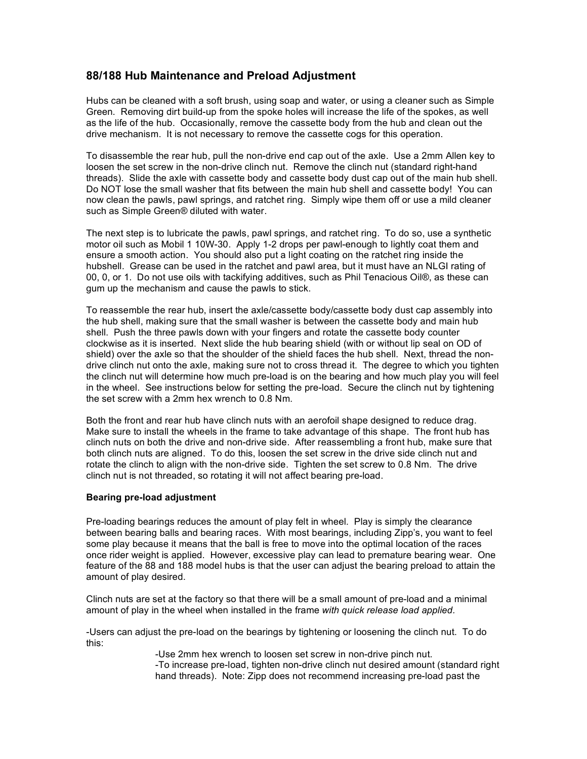## 88/188 Hub Maintenance and Preload Adjustment

Hubs can be cleaned with a soft brush, using soap and water, or using a cleaner such as Simple Green. Removing dirt build-up from the spoke holes will increase the life of the spokes, as well as the life of the hub. Occasionally, remove the cassette body from the hub and clean out the drive mechanism. It is not necessary to remove the cassette cogs for this operation.

To disassemble the rear hub, pull the non-drive end cap out of the axle. Use a 2mm Allen key to loosen the set screw in the non-drive clinch nut. Remove the clinch nut (standard right-hand threads). Slide the axle with cassette body and cassette body dust cap out of the main hub shell. Do NOT lose the small washer that fits between the main hub shell and cassette body! You can now clean the pawls, pawl springs, and ratchet ring. Simply wipe them off or use a mild cleaner such as Simple Green® diluted with water.

The next step is to lubricate the pawls, pawl springs, and ratchet ring. To do so, use a synthetic motor oil such as Mobil 1 10W-30. Apply 1-2 drops per pawl-enough to lightly coat them and ensure a smooth action. You should also put a light coating on the ratchet ring inside the hubshell. Grease can be used in the ratchet and pawl area, but it must have an NLGI rating of 00, 0, or 1. Do not use oils with tackifying additives, such as Phil Tenacious Oil®, as these can gum up the mechanism and cause the pawls to stick.

To reassemble the rear hub, insert the axle/cassette body/cassette body dust cap assembly into the hub shell, making sure that the small washer is between the cassette body and main hub shell. Push the three pawls down with your fingers and rotate the cassette body counter clockwise as it is inserted. Next slide the hub bearing shield (with or without lip seal on OD of shield) over the axle so that the shoulder of the shield faces the hub shell. Next, thread the non-drive clinch nut onto the axle, making sure not to cross thread it. The degree to which you tighten the clinch nut will determine how much pre-load is on the bearing and how much play you will feel in the wheel. See instructions below for setting the pre-load. Secure the clinch nut by tightening the set screw with a 2mm hex wrench to 0.8 Nm.

Both the front and rear hub have clinch nuts with an aerofoil shape designed to reduce drag. Make sure to install the wheels in the frame to take advantage of this shape. The front hub has clinch nuts on both the drive and non-drive side. After reassembling a front hub, make sure that both clinch nuts are aligned. To do this, loosen the set screw in the drive side clinch nut and rotate the clinch to align with the non-drive side. Tighten the set screw to 0.8 Nm. The drive clinch nut is not threaded, so rotating it will not affect bearing pre-load.

**Bearing pre-load adjustment**

Pre-loading bearings reduces the amount of play felt in wheel. Play is simply the clearance between bearing balls and bearing races. With most bearings, including Zipp's, you want to feel some play because it means that the ball is free to move into the optimal location of the races once rider weight is applied. However, excessive play can lead to premature bearing wear. One feature of the 88 and 188 model hubs is that the user can adjust the bearing preload to attain the amount of play desired.

Clinch nuts are set at the factory so that there will be a small amount of pre-load and a minimal amount of play in the wheel when installed in the frame *with quick release load applied.*

-Users can adjust the pre-load on the bearings by tightening or loosening the clinch nut. To do this:

- -Use 2mm hex wrench to loosen set screw in non-drive pinch nut.
- -To increase pre-load, tighten non-drive clinch nut desired amount (standard right hand threads). Note: Zipp does not recommend increasing pre-load past the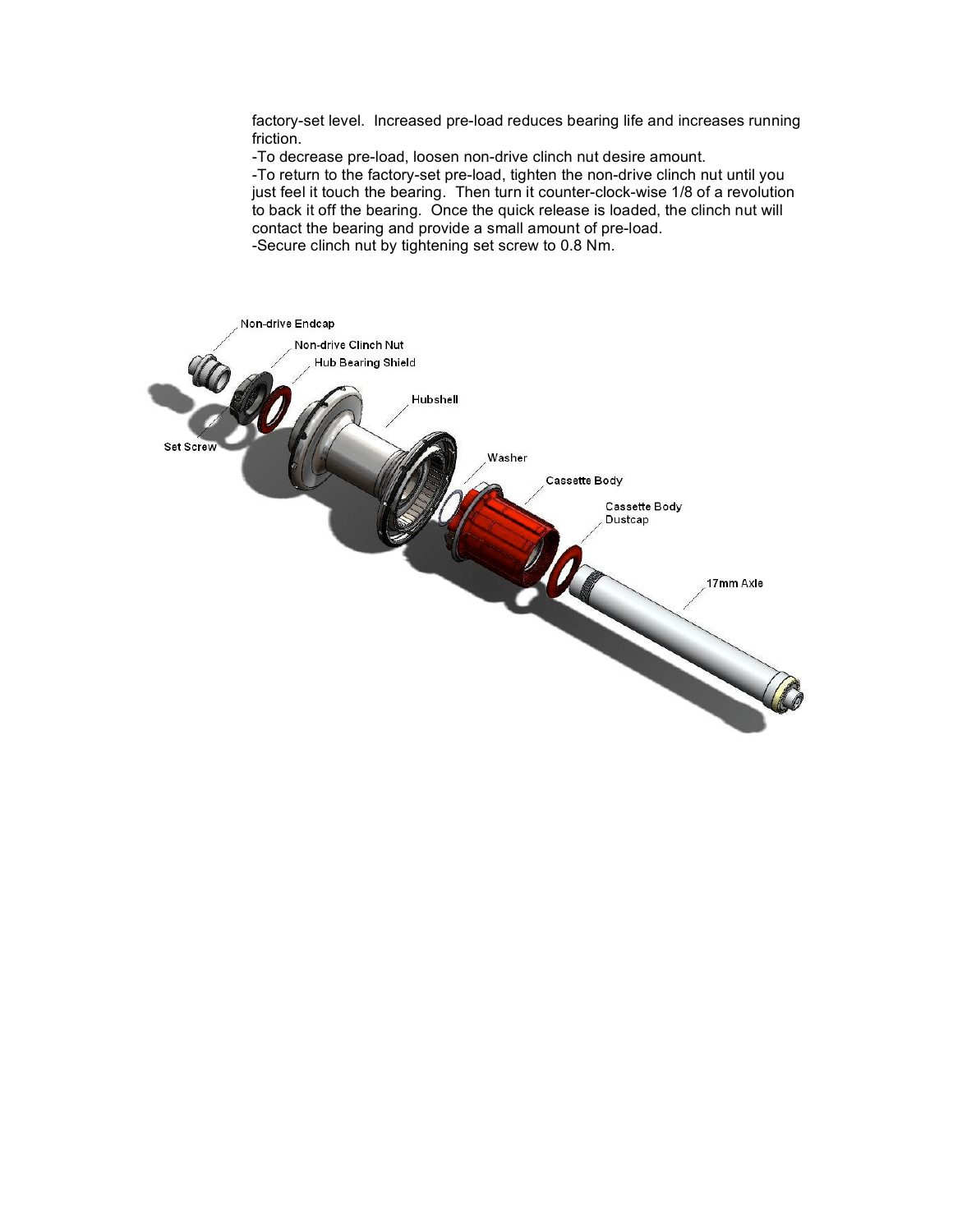factory-set level.  Increased pre-load reduces bearing life and increases running friction.

-To decrease pre-load, loosen non-drive clinch nut desire amount.

-To return to the factory-set pre-load, tighten the non-drive clinch nut until you just feel it touch the bearing.  Then turn it counter-clock-wise 1/8 of a revolution to back it off the bearing.  Once the quick release is loaded, the clinch nut will contact the bearing and provide a small amount of pre-load.

-Secure clinch nut by tightening set screw to 0.8 Nm.

Non-drive Endcap

Non-drive Clinch Nut

Hub Bearing Shield

Hubshell

Set Screw

Washer

Cassette Body

Cassette Body Dustcap

17mm Axle